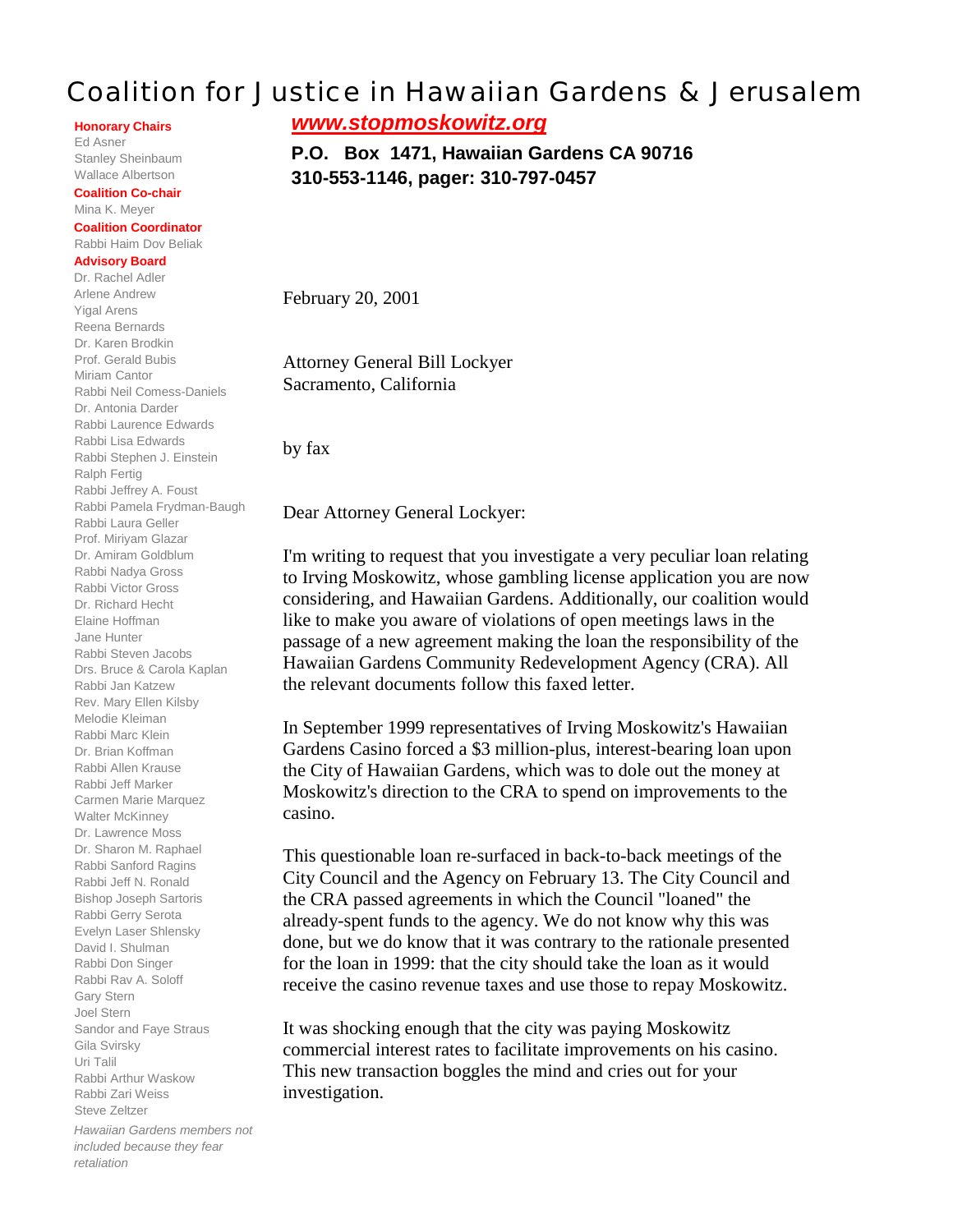# Coalition for Justice in Hawaiian Gardens & Jerusalem

**www.stopmoskowitz.org**

**P.O. Box 1471, Hawaiian Gardens CA 90716**
**310-553-1146, pager: 310-797-0457**

**Honorary Chairs**
Ed Asner
Stanley Sheinbaum
Wallace Albertson

**Coalition Co-chair**
Mina K. Meyer

**Coalition Coordinator**
Rabbi Haim Dov Beliak

**Advisory Board**
Dr. Rachel Adler
Arlene Andrew
Yigal Arens
Reena Bernards
Dr. Karen Brodkin
Prof. Gerald Bubis
Miriam Cantor
Rabbi Neil Comess-Daniels
Dr. Antonia Darder
Rabbi Laurence Edwards
Rabbi Lisa Edwards
Rabbi Stephen J. Einstein
Ralph Fertig
Rabbi Jeffrey A. Foust
Rabbi Pamela Frydman-Baugh
Rabbi Laura Geller
Prof. Miriyam Glazar
Dr. Amiram Goldblum
Rabbi Nadya Gross
Rabbi Victor Gross
Dr. Richard Hecht
Elaine Hoffman
Jane Hunter
Rabbi Steven Jacobs
Drs. Bruce & Carola Kaplan
Rabbi Jan Katzew
Rev. Mary Ellen Kilsby
Melodie Kleiman
Rabbi Marc Klein
Dr. Brian Koffman
Rabbi Allen Krause
Rabbi Jeff Marker
Carmen Marie Marquez
Walter McKinney
Dr. Lawrence Moss
Dr. Sharon M. Raphael
Rabbi Sanford Ragins
Rabbi Jeff N. Ronald
Bishop Joseph Sartoris
Rabbi Gerry Serota
Evelyn Laser Shlensky
David I. Shulman
Rabbi Don Singer
Rabbi Rav A. Soloff
Gary Stern
Joel Stern
Sandor and Faye Straus
Gila Svirsky
Uri Talil
Rabbi Arthur Waskow
Rabbi Zari Weiss
Steve Zeltzer

*Hawaiian Gardens members not included because they fear retaliation*

February 20, 2001

Attorney General Bill Lockyer
Sacramento, California

by fax

Dear Attorney General Lockyer:

I'm writing to request that you investigate a very peculiar loan relating to Irving Moskowitz, whose gambling license application you are now considering, and Hawaiian Gardens. Additionally, our coalition would like to make you aware of violations of open meetings laws in the passage of a new agreement making the loan the responsibility of the Hawaiian Gardens Community Redevelopment Agency (CRA). All the relevant documents follow this faxed letter.

In September 1999 representatives of Irving Moskowitz's Hawaiian Gardens Casino forced a $3 million-plus, interest-bearing loan upon the City of Hawaiian Gardens, which was to dole out the money at Moskowitz's direction to the CRA to spend on improvements to the casino.

This questionable loan re-surfaced in back-to-back meetings of the City Council and the Agency on February 13. The City Council and the CRA passed agreements in which the Council "loaned" the already-spent funds to the agency. We do not know why this was done, but we do know that it was contrary to the rationale presented for the loan in 1999: that the city should take the loan as it would receive the casino revenue taxes and use those to repay Moskowitz.

It was shocking enough that the city was paying Moskowitz commercial interest rates to facilitate improvements on his casino. This new transaction boggles the mind and cries out for your investigation.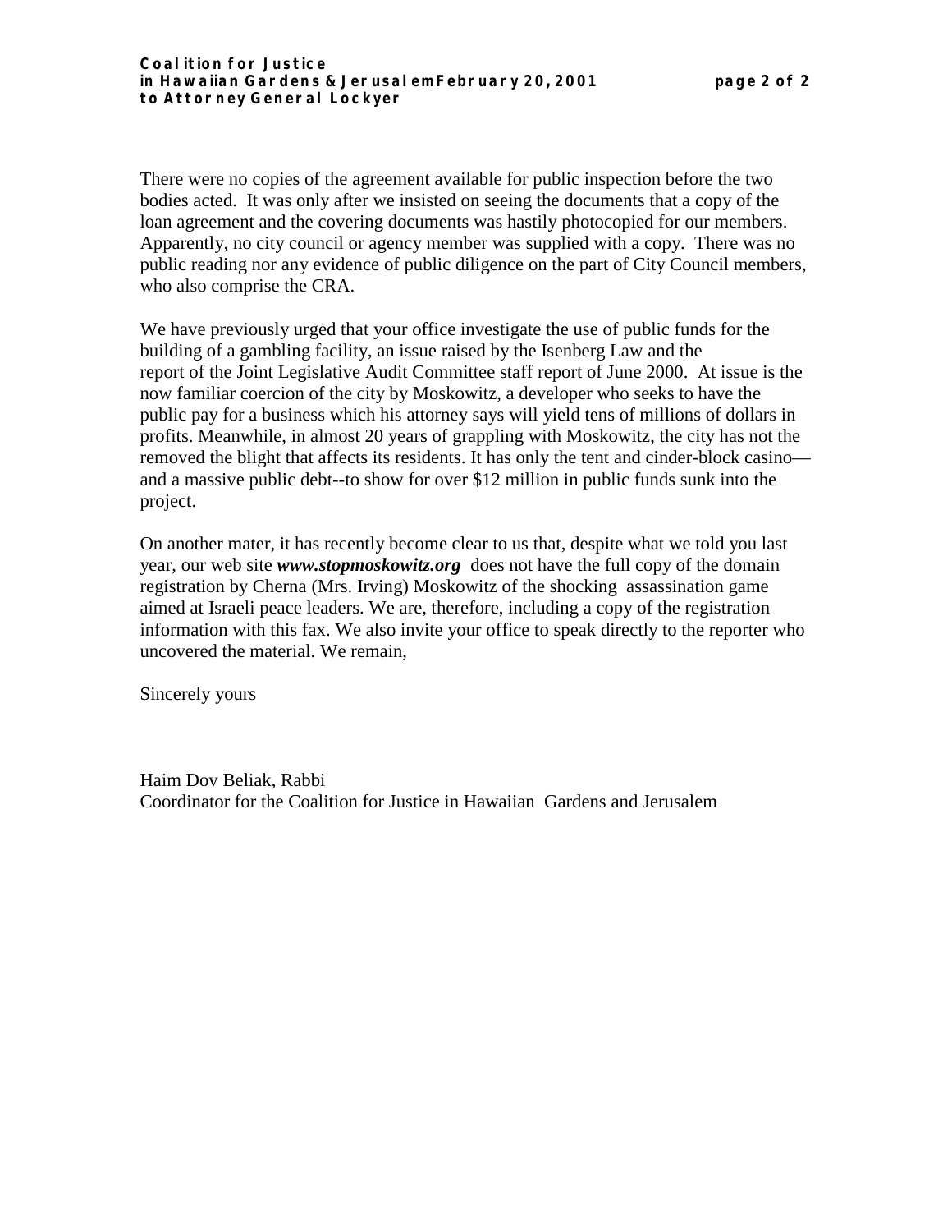There were no copies of the agreement available for public inspection before the two bodies acted. It was only after we insisted on seeing the documents that a copy of the loan agreement and the covering documents was hastily photocopied for our members. Apparently, no city council or agency member was supplied with a copy. There was no public reading nor any evidence of public diligence on the part of City Council members, who also comprise the CRA.

We have previously urged that your office investigate the use of public funds for the building of a gambling facility, an issue raised by the Isenberg Law and the report of the Joint Legislative Audit Committee staff report of June 2000. At issue is the now familiar coercion of the city by Moskowitz, a developer who seeks to have the public pay for a business which his attorney says will yield tens of millions of dollars in profits. Meanwhile, in almost 20 years of grappling with Moskowitz, the city has not the removed the blight that affects its residents. It has only the tent and cinder-block casino—and a massive public debt--to show for over $12 million in public funds sunk into the project.

On another mater, it has recently become clear to us that, despite what we told you last year, our web site ***www.stopmoskowitz.org*** does not have the full copy of the domain registration by Cherna (Mrs. Irving) Moskowitz of the shocking assassination game aimed at Israeli peace leaders. We are, therefore, including a copy of the registration information with this fax. We also invite your office to speak directly to the reporter who uncovered the material. We remain,

Sincerely yours

Haim Dov Beliak, Rabbi
Coordinator for the Coalition for Justice in Hawaiian Gardens and Jerusalem